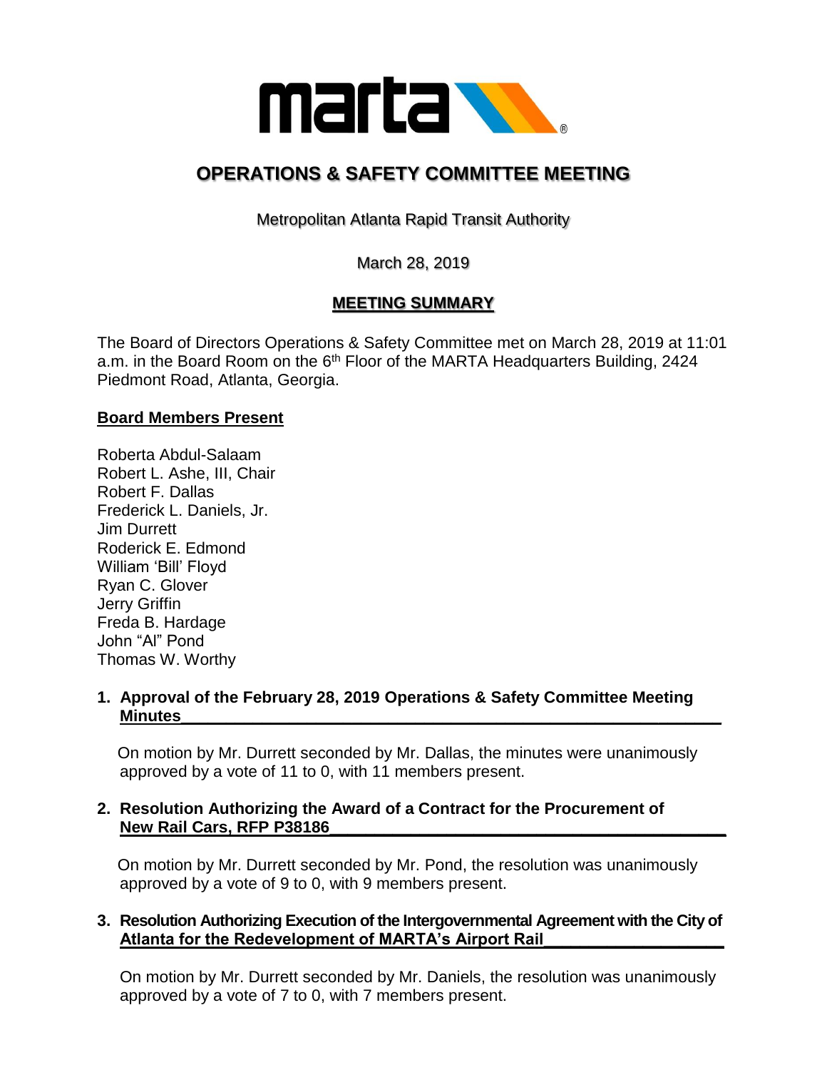# OPERATIONS & SAFETY COMMITTEE MEETING

Metropolitan Atlanta Rapid Transit Authority

March 28, 2019

## MEETING SUMMARY

The Board of Directors Operations & Safety Committee met on March 28, 2019 at 11:01 a.m. in the Board Room on the 6th Floor of the MARTA Headquarters Building, 2424 Piedmont Road, Atlanta, Georgia.

**Board Members Present**

Roberta Abdul-Salaam
Robert L. Ashe, III, Chair
Robert F. Dallas
Frederick L. Daniels, Jr.
Jim Durrett
Roderick E. Edmond
William 'Bill' Floyd
Ryan C. Glover
Jerry Griffin
Freda B. Hardage
John "Al" Pond
Thomas W. Worthy

**1. Approval of the February 28, 2019 Operations & Safety Committee Meeting Minutes**

On motion by Mr. Durrett seconded by Mr. Dallas, the minutes were unanimously approved by a vote of 11 to 0, with 11 members present.

**2. Resolution Authorizing the Award of a Contract for the Procurement of New Rail Cars, RFP P38186**

On motion by Mr. Durrett seconded by Mr. Pond, the resolution was unanimously approved by a vote of 9 to 0, with 9 members present.

**3. Resolution Authorizing Execution of the Intergovernmental Agreement with the City of Atlanta for the Redevelopment of MARTA's Airport Rail**

On motion by Mr. Durrett seconded by Mr. Daniels, the resolution was unanimously approved by a vote of 7 to 0, with 7 members present.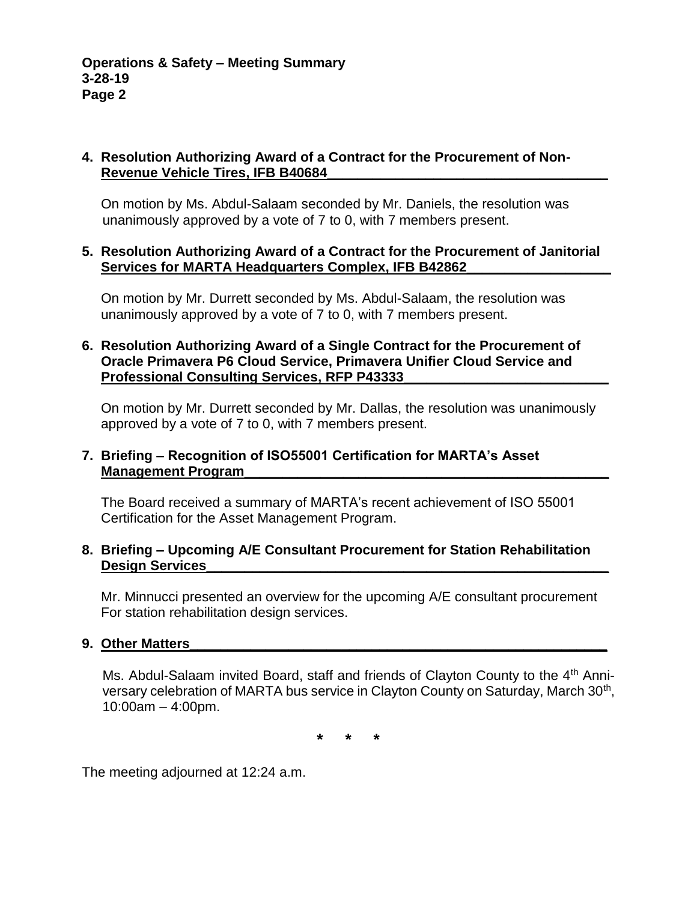**4. Resolution Authorizing Award of a Contract for the Procurement of Non-Revenue Vehicle Tires, IFB B40684**

On motion by Ms. Abdul-Salaam seconded by Mr. Daniels, the resolution was unanimously approved by a vote of 7 to 0, with 7 members present.

**5. Resolution Authorizing Award of a Contract for the Procurement of Janitorial Services for MARTA Headquarters Complex, IFB B42862**

On motion by Mr. Durrett seconded by Ms. Abdul-Salaam, the resolution was unanimously approved by a vote of 7 to 0, with 7 members present.

**6. Resolution Authorizing Award of a Single Contract for the Procurement of Oracle Primavera P6 Cloud Service, Primavera Unifier Cloud Service and Professional Consulting Services, RFP P43333**

On motion by Mr. Durrett seconded by Mr. Dallas, the resolution was unanimously approved by a vote of 7 to 0, with 7 members present.

**7. Briefing – Recognition of ISO55001 Certification for MARTA's Asset Management Program**

The Board received a summary of MARTA's recent achievement of ISO 55001 Certification for the Asset Management Program.

**8. Briefing – Upcoming A/E Consultant Procurement for Station Rehabilitation Design Services**

Mr. Minnucci presented an overview for the upcoming A/E consultant procurement For station rehabilitation design services.

**9. Other Matters**

Ms. Abdul-Salaam invited Board, staff and friends of Clayton County to the 4th Anniversary celebration of MARTA bus service in Clayton County on Saturday, March 30th, 10:00am – 4:00pm.

\* \* \*

The meeting adjourned at 12:24 a.m.